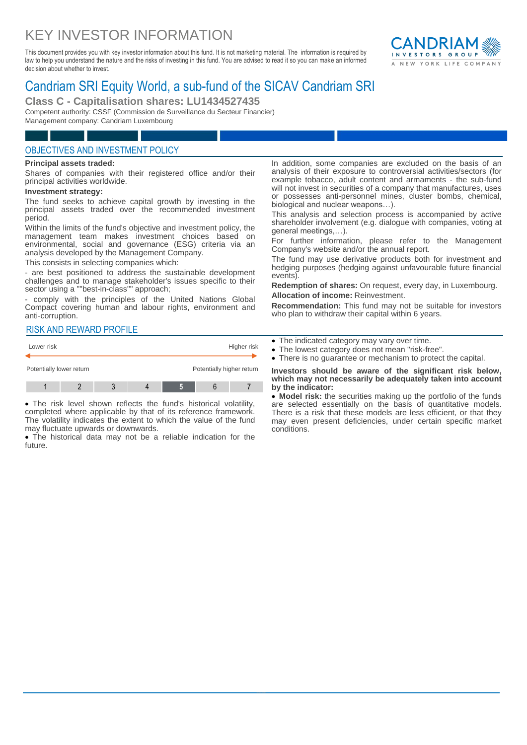# KEY INVESTOR INFORMATION

This document provides you with key investor information about this fund. It is not marketing material. The information is required by law to help you understand the nature and the risks of investing in this fund. You are advised to read it so you can make an informed decision about whether to invest.

## Candriam SRI Equity World, a sub-fund of the SICAV Candriam SRI

### Class C - Capitalisation shares: LU1434527435

Competent authority: CSSF (Commission de Surveillance du Secteur Financier)
Management company: Candriam Luxembourg

## OBJECTIVES AND INVESTMENT POLICY

**Principal assets traded:**

Shares of companies with their registered office and/or their principal activities worldwide.

**Investment strategy:**

The fund seeks to achieve capital growth by investing in the principal assets traded over the recommended investment period.

Within the limits of the fund's objective and investment policy, the management team makes investment choices based on environmental, social and governance (ESG) criteria via an analysis developed by the Management Company.

This consists in selecting companies which:

- are best positioned to address the sustainable development challenges and to manage stakeholder's issues specific to their sector using a ""best-in-class"" approach;
- comply with the principles of the United Nations Global Compact covering human and labour rights, environment and anti-corruption.

In addition, some companies are excluded on the basis of an analysis of their exposure to controversial activities/sectors (for example tobacco, adult content and armaments - the sub-fund will not invest in securities of a company that manufactures, uses or possesses anti-personnel mines, cluster bombs, chemical, biological and nuclear weapons…).

This analysis and selection process is accompanied by active shareholder involvement (e.g. dialogue with companies, voting at general meetings,…).

For further information, please refer to the Management Company's website and/or the annual report.

The fund may use derivative products both for investment and hedging purposes (hedging against unfavourable future financial events).

**Redemption of shares:** On request, every day, in Luxembourg.

**Allocation of income:** Reinvestment.

**Recommendation:** This fund may not be suitable for investors who plan to withdraw their capital within 6 years.

## RISK AND REWARD PROFILE

Lower risk — Higher risk

Potentially lower return — Potentially higher return

| 1 | 2 | 3 | 4 | **5** | 6 | 7 |
|---|---|---|---|---|---|---|

- The risk level shown reflects the fund's historical volatility, completed where applicable by that of its reference framework. The volatility indicates the extent to which the value of the fund may fluctuate upwards or downwards.
- The historical data may not be a reliable indication for the future.
- The indicated category may vary over time.
- The lowest category does not mean "risk-free".
- There is no guarantee or mechanism to protect the capital.

**Investors should be aware of the significant risk below, which may not necessarily be adequately taken into account by the indicator:**

- **Model risk:** the securities making up the portfolio of the funds are selected essentially on the basis of quantitative models. There is a risk that these models are less efficient, or that they may even present deficiencies, under certain specific market conditions.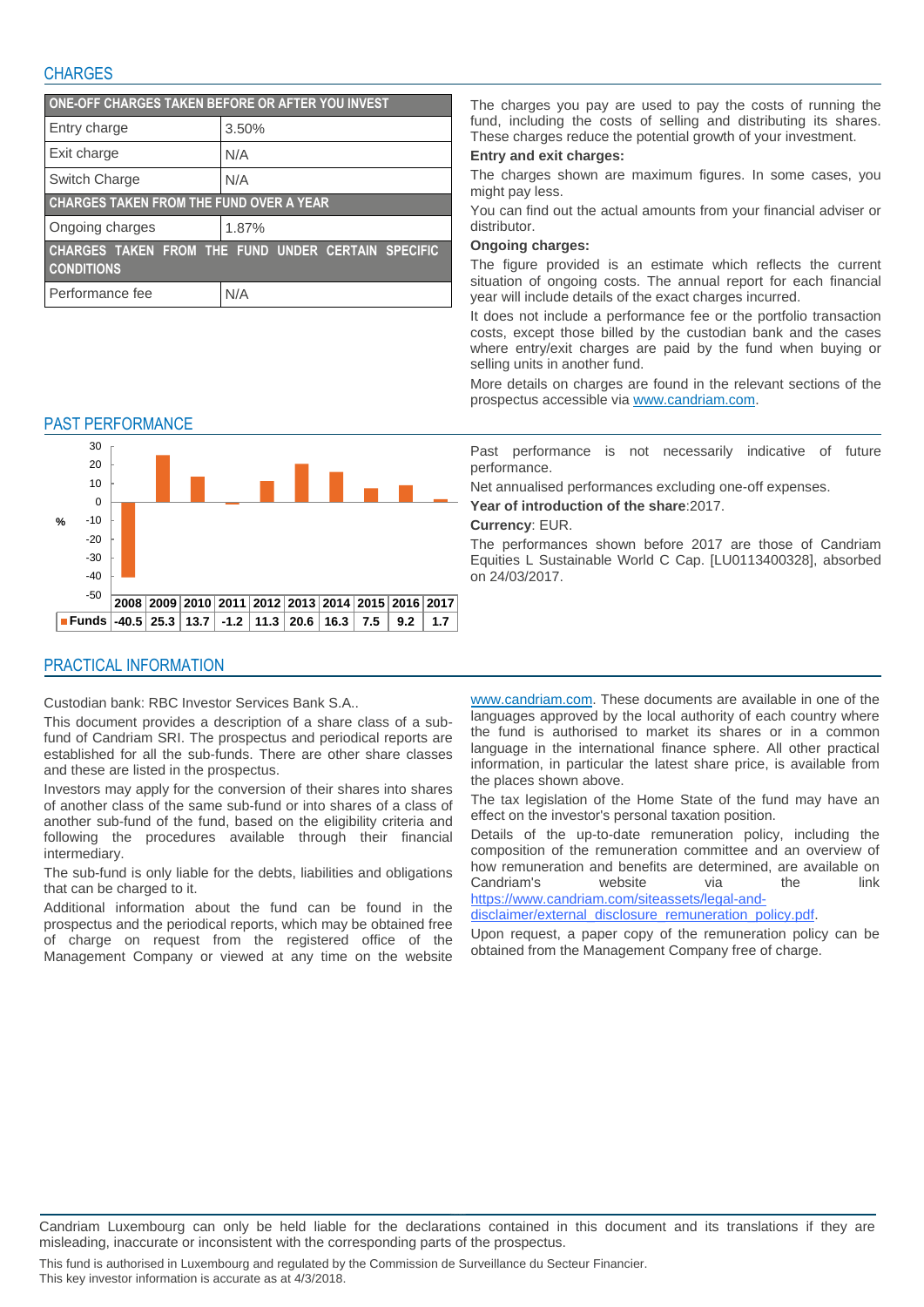## CHARGES

| ONE-OFF CHARGES TAKEN BEFORE OR AFTER YOU INVEST | |
|---|---|
| Entry charge | 3.50% |
| Exit charge | N/A |
| Switch Charge | N/A |
| **CHARGES TAKEN FROM THE FUND OVER A YEAR** | |
| Ongoing charges | 1.87% |
| **CHARGES TAKEN FROM THE FUND UNDER CERTAIN SPECIFIC CONDITIONS** | |
| Performance fee | N/A |

The charges you pay are used to pay the costs of running the fund, including the costs of selling and distributing its shares. These charges reduce the potential growth of your investment.

**Entry and exit charges:**

The charges shown are maximum figures. In some cases, you might pay less.

You can find out the actual amounts from your financial adviser or distributor.

**Ongoing charges:**

The figure provided is an estimate which reflects the current situation of ongoing costs. The annual report for each financial year will include details of the exact charges incurred.

It does not include a performance fee or the portfolio transaction costs, except those billed by the custodian bank and the cases where entry/exit charges are paid by the fund when buying or selling units in another fund.

More details on charges are found in the relevant sections of the prospectus accessible via www.candriam.com.

## PAST PERFORMANCE

30
20
10
0
-10
-20
-30
-40
-50

%

2008 2009 2010 2011 2012 2013 2014 2015 2016 2017

Funds -40.5 25.3 13.7 -1.2 11.3 20.6 16.3 7.5 9.2 1.7

Past performance is not necessarily indicative of future performance.

Net annualised performances excluding one-off expenses.

**Year of introduction of the share**:2017.

**Currency**: EUR.

The performances shown before 2017 are those of Candriam Equities L Sustainable World C Cap. [LU0113400328], absorbed on 24/03/2017.

## PRACTICAL INFORMATION

Custodian bank: RBC Investor Services Bank S.A..

This document provides a description of a share class of a sub-fund of Candriam SRI. The prospectus and periodical reports are established for all the sub-funds. There are other share classes and these are listed in the prospectus.

Investors may apply for the conversion of their shares into shares of another class of the same sub-fund or into shares of a class of another sub-fund of the fund, based on the eligibility criteria and following the procedures available through their financial intermediary.

The sub-fund is only liable for the debts, liabilities and obligations that can be charged to it.

Additional information about the fund can be found in the prospectus and the periodical reports, which may be obtained free of charge on request from the registered office of the Management Company or viewed at any time on the website www.candriam.com. These documents are available in one of the languages approved by the local authority of each country where the fund is authorised to market its shares or in a common language in the international finance sphere. All other practical information, in particular the latest share price, is available from the places shown above.

The tax legislation of the Home State of the fund may have an effect on the investor's personal taxation position.

Details of the up-to-date remuneration policy, including the composition of the remuneration committee and an overview of how remuneration and benefits are determined, are available on Candriam's website via the link https://www.candriam.com/siteassets/legal-and-disclaimer/external_disclosure_remuneration_policy.pdf.

Upon request, a paper copy of the remuneration policy can be obtained from the Management Company free of charge.

Candriam Luxembourg can only be held liable for the declarations contained in this document and its translations if they are misleading, inaccurate or inconsistent with the corresponding parts of the prospectus.

This fund is authorised in Luxembourg and regulated by the Commission de Surveillance du Secteur Financier.
This key investor information is accurate as at 4/3/2018.